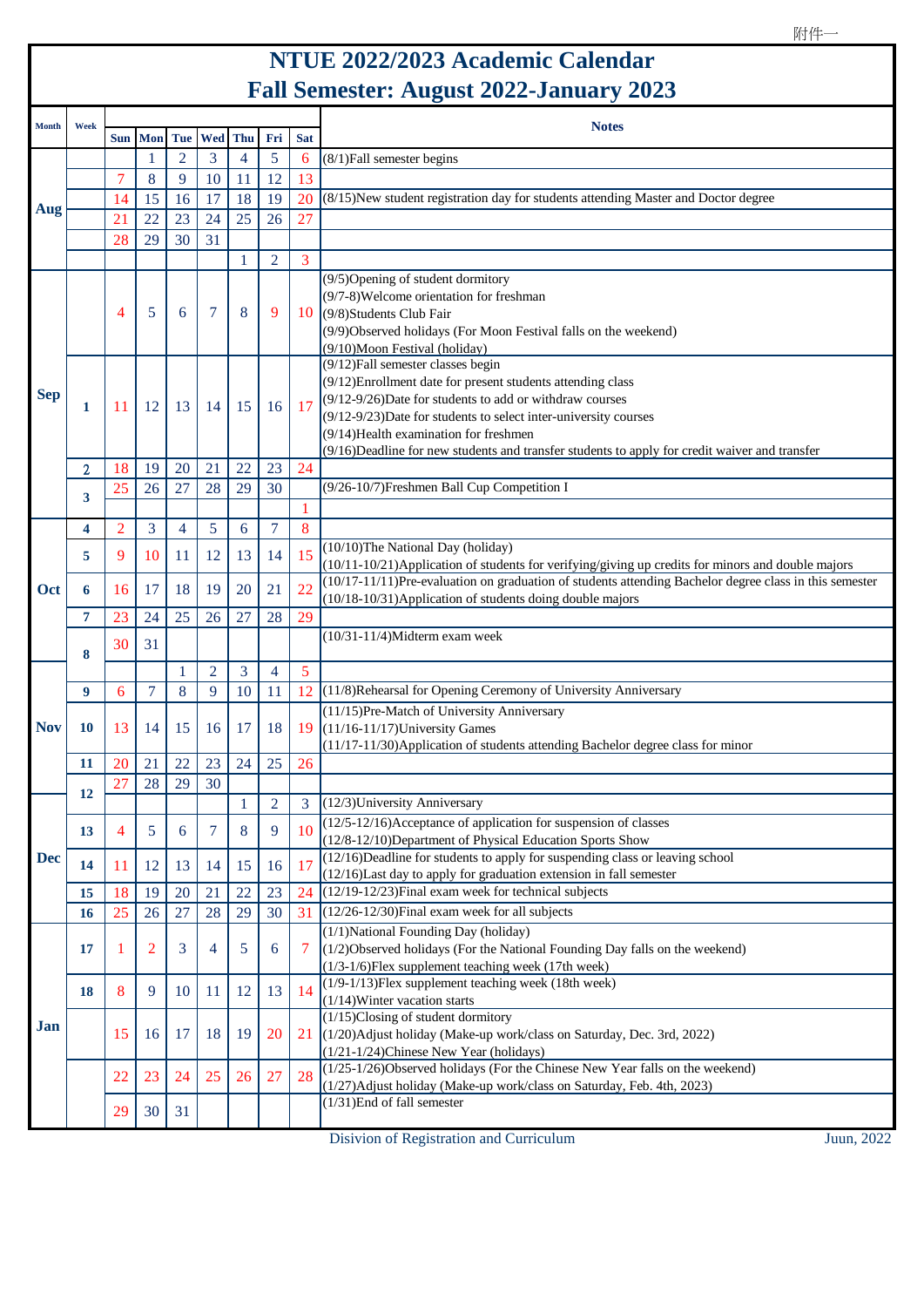附件一

# NTUE 2022/2023 Academic Calendar
## Fall Semester: August 2022-January 2023

| Month | Week | Sun | Mon | Tue | Wed | Thu | Fri | Sat | Notes |
|---|---|---|---|---|---|---|---|---|---|
| Aug | | | 1 | 2 | 3 | 4 | 5 | 6 | (8/1)Fall semester begins |
| | | 7 | 8 | 9 | 10 | 11 | 12 | 13 | |
| | | 14 | 15 | 16 | 17 | 18 | 19 | 20 | (8/15)New student registration day for students attending Master and Doctor degree |
| | | 21 | 22 | 23 | 24 | 25 | 26 | 27 | |
| | | 28 | 29 | 30 | 31 | | | | |
| | | | | | | 1 | 2 | 3 | |
| Sep | | 4 | 5 | 6 | 7 | 8 | 9 | 10 | (9/5)Opening of student dormitory<br>(9/7-8)Welcome orientation for freshman<br>(9/8)Students Club Fair<br>(9/9)Observed holidays (For Moon Festival falls on the weekend)<br>(9/10)Moon Festival (holiday) |
| | 1 | 11 | 12 | 13 | 14 | 15 | 16 | 17 | (9/12)Fall semester classes begin<br>(9/12)Enrollment date for present students attending class<br>(9/12-9/26)Date for students to add or withdraw courses<br>(9/12-9/23)Date for students to select inter-university courses<br>(9/14)Health examination for freshmen<br>(9/16)Deadline for new students and transfer students to apply for credit waiver and transfer |
| | 2 | 18 | 19 | 20 | 21 | 22 | 23 | 24 | |
| | 3 | 25 | 26 | 27 | 28 | 29 | 30 | | (9/26-10/7)Freshmen Ball Cup Competition I |
| Oct | | | | | | | | 1 | |
| | 4 | 2 | 3 | 4 | 5 | 6 | 7 | 8 | |
| | 5 | 9 | 10 | 11 | 12 | 13 | 14 | 15 | (10/10)The National Day (holiday)<br>(10/11-10/21)Application of students for verifying/giving up credits for minors and double majors |
| | 6 | 16 | 17 | 18 | 19 | 20 | 21 | 22 | (10/17-11/11)Pre-evaluation on graduation of students attending Bachelor degree class in this semester<br>(10/18-10/31)Application of students doing double majors |
| | 7 | 23 | 24 | 25 | 26 | 27 | 28 | 29 | |
| | 8 | 30 | 31 | | | | | | (10/31-11/4)Midterm exam week |
| Nov | | | | 1 | 2 | 3 | 4 | 5 | |
| | 9 | 6 | 7 | 8 | 9 | 10 | 11 | 12 | (11/8)Rehearsal for Opening Ceremony of University Anniversary |
| | 10 | 13 | 14 | 15 | 16 | 17 | 18 | 19 | (11/15)Pre-Match of University Anniversary<br>(11/16-11/17)University Games<br>(11/17-11/30)Application of students attending Bachelor degree class for minor |
| | 11 | 20 | 21 | 22 | 23 | 24 | 25 | 26 | |
| | 12 | 27 | 28 | 29 | 30 | | | | |
| Dec | | | | | | 1 | 2 | 3 | (12/3)University Anniversary |
| | 13 | 4 | 5 | 6 | 7 | 8 | 9 | 10 | (12/5-12/16)Acceptance of application for suspension of classes<br>(12/8-12/10)Department of Physical Education Sports Show |
| | 14 | 11 | 12 | 13 | 14 | 15 | 16 | 17 | (12/16)Deadline for students to apply for suspending class or leaving school<br>(12/16)Last day to apply for graduation extension in fall semester |
| | 15 | 18 | 19 | 20 | 21 | 22 | 23 | 24 | (12/19-12/23)Final exam week for technical subjects |
| | 16 | 25 | 26 | 27 | 28 | 29 | 30 | 31 | (12/26-12/30)Final exam week for all subjects |
| Jan | 17 | 1 | 2 | 3 | 4 | 5 | 6 | 7 | (1/1)National Founding Day (holiday)<br>(1/2)Observed holidays (For the National Founding Day falls on the weekend)<br>(1/3-1/6)Flex supplement teaching week (17th week) |
| | 18 | 8 | 9 | 10 | 11 | 12 | 13 | 14 | (1/9-1/13)Flex supplement teaching week (18th week)<br>(1/14)Winter vacation starts |
| | | 15 | 16 | 17 | 18 | 19 | 20 | 21 | (1/15)Closing of student dormitory<br>(1/20)Adjust holiday (Make-up work/class on Saturday, Dec. 3rd, 2022)<br>(1/21-1/24)Chinese New Year (holidays) |
| | | 22 | 23 | 24 | 25 | 26 | 27 | 28 | (1/25-1/26)Observed holidays (For the Chinese New Year falls on the weekend)<br>(1/27)Adjust holiday (Make-up work/class on Saturday, Feb. 4th, 2023) |
| | | 29 | 30 | 31 | | | | | (1/31)End of fall semester |

Disivion of Registration and Curriculum　　　Juun, 2022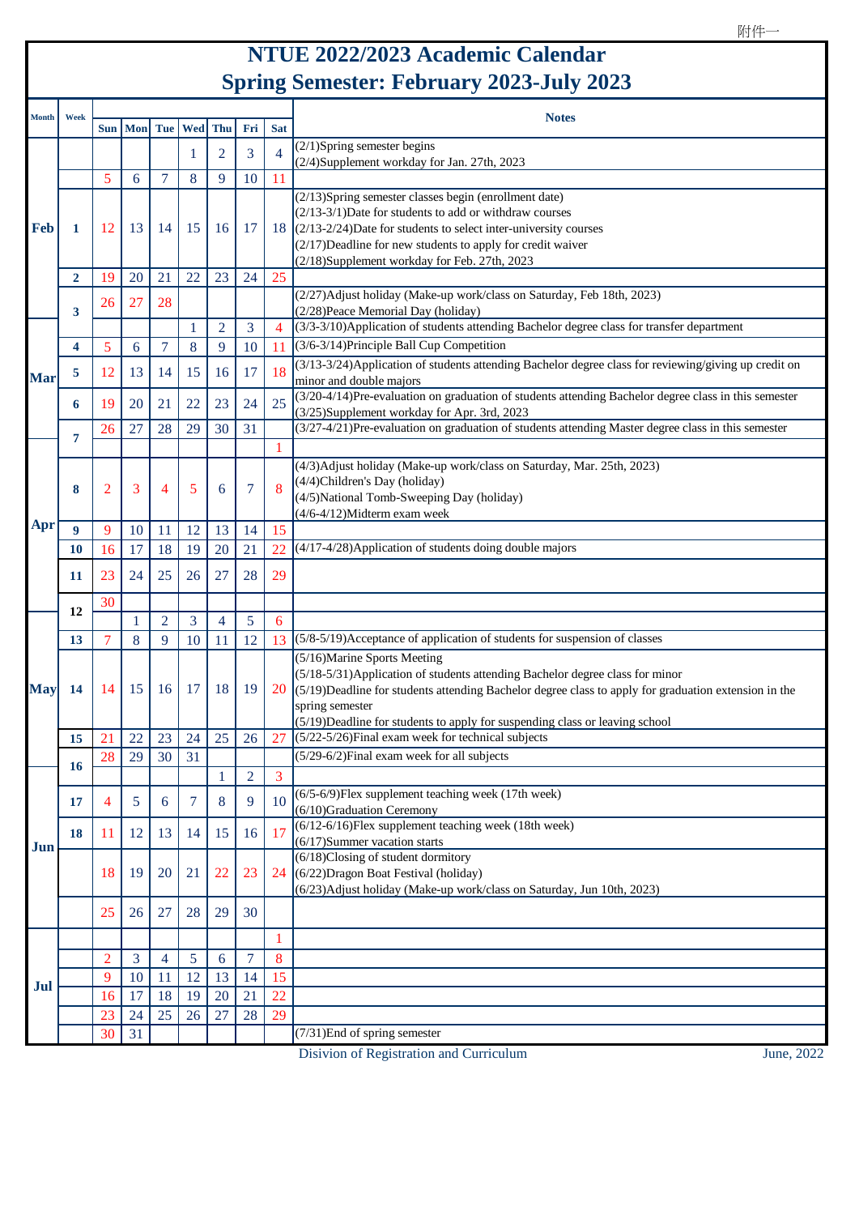附件一

# NTUE 2022/2023 Academic Calendar
## Spring Semester: February 2023-July 2023

| Month | Week | Sun | Mon | Tue | Wed | Thu | Fri | Sat | Notes |
|---|---|---|---|---|---|---|---|---|---|
| Feb | | | | | 1 | 2 | 3 | 4 | (2/1)Spring semester begins<br>(2/4)Supplement workday for Jan. 27th, 2023 |
| | | 5 | 6 | 7 | 8 | 9 | 10 | 11 | |
| | 1 | 12 | 13 | 14 | 15 | 16 | 17 | 18 | (2/13)Spring semester classes begin (enrollment date)<br>(2/13-3/1)Date for students to add or withdraw courses<br>(2/13-2/24)Date for students to select inter-university courses<br>(2/17)Deadline for new students to apply for credit waiver<br>(2/18)Supplement workday for Feb. 27th, 2023 |
| | 2 | 19 | 20 | 21 | 22 | 23 | 24 | 25 | |
| | 3 | 26 | 27 | 28 | | | | | (2/27)Adjust holiday (Make-up work/class on Saturday, Feb 18th, 2023)<br>(2/28)Peace Memorial Day (holiday) |
| Mar | | | | | 1 | 2 | 3 | 4 | (3/3-3/10)Application of students attending Bachelor degree class for transfer department |
| | 4 | 5 | 6 | 7 | 8 | 9 | 10 | 11 | (3/6-3/14)Principle Ball Cup Competition |
| | 5 | 12 | 13 | 14 | 15 | 16 | 17 | 18 | (3/13-3/24)Application of students attending Bachelor degree class for reviewing/giving up credit on minor and double majors |
| | 6 | 19 | 20 | 21 | 22 | 23 | 24 | 25 | (3/20-4/14)Pre-evaluation on graduation of students attending Bachelor degree class in this semester<br>(3/25)Supplement workday for Apr. 3rd, 2023 |
| | 7 | 26 | 27 | 28 | 29 | 30 | 31 | | (3/27-4/21)Pre-evaluation on graduation of students attending Master degree class in this semester |
| Apr | | | | | | | | 1 | |
| | 8 | 2 | 3 | 4 | 5 | 6 | 7 | 8 | (4/3)Adjust holiday (Make-up work/class on Saturday, Mar. 25th, 2023)<br>(4/4)Children's Day (holiday)<br>(4/5)National Tomb-Sweeping Day (holiday)<br>(4/6-4/12)Midterm exam week |
| | 9 | 9 | 10 | 11 | 12 | 13 | 14 | 15 | |
| | 10 | 16 | 17 | 18 | 19 | 20 | 21 | 22 | (4/17-4/28)Application of students doing double majors |
| | 11 | 23 | 24 | 25 | 26 | 27 | 28 | 29 | |
| | 12 | 30 | | | | | | | |
| May | | | 1 | 2 | 3 | 4 | 5 | 6 | |
| | 13 | 7 | 8 | 9 | 10 | 11 | 12 | 13 | (5/8-5/19)Acceptance of application of students for suspension of classes |
| | 14 | 14 | 15 | 16 | 17 | 18 | 19 | 20 | (5/16)Marine Sports Meeting<br>(5/18-5/31)Application of students attending Bachelor degree class for minor<br>(5/19)Deadline for students attending Bachelor degree class to apply for graduation extension in the spring semester<br>(5/19)Deadline for students to apply for suspending class or leaving school |
| | 15 | 21 | 22 | 23 | 24 | 25 | 26 | 27 | (5/22-5/26)Final exam week for technical subjects |
| | 16 | 28 | 29 | 30 | 31 | | | | (5/29-6/2)Final exam week for all subjects |
| Jun | | | | | | 1 | 2 | 3 | |
| | 17 | 4 | 5 | 6 | 7 | 8 | 9 | 10 | (6/5-6/9)Flex supplement teaching week (17th week)<br>(6/10)Graduation Ceremony |
| | 18 | 11 | 12 | 13 | 14 | 15 | 16 | 17 | (6/12-6/16)Flex supplement teaching week (18th week)<br>(6/17)Summer vacation starts |
| | | 18 | 19 | 20 | 21 | 22 | 23 | 24 | (6/18)Closing of student dormitory<br>(6/22)Dragon Boat Festival (holiday)<br>(6/23)Adjust holiday (Make-up work/class on Saturday, Jun 10th, 2023) |
| | | 25 | 26 | 27 | 28 | 29 | 30 | | |
| Jul | | | | | | | | 1 | |
| | | 2 | 3 | 4 | 5 | 6 | 7 | 8 | |
| | | 9 | 10 | 11 | 12 | 13 | 14 | 15 | |
| | | 16 | 17 | 18 | 19 | 20 | 21 | 22 | |
| | | 23 | 24 | 25 | 26 | 27 | 28 | 29 | |
| | | 30 | 31 | | | | | | (7/31)End of spring semester |

Disivion of Registration and Curriculum

June, 2022